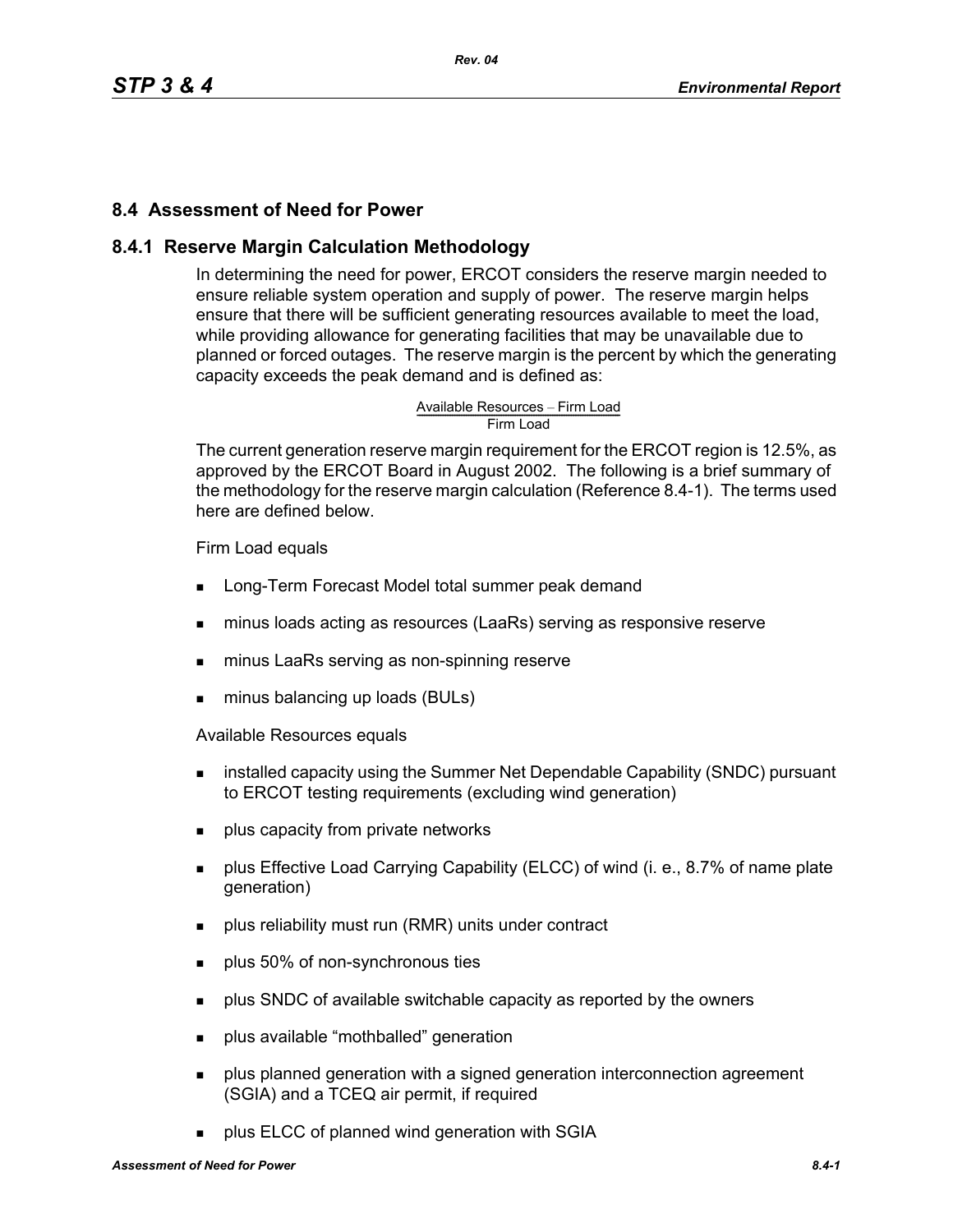## 8.4 Assessment of Need for Power

### 8.4.1 Reserve Margin Calculation Methodology

In determining the need for power, ERCOT considers the reserve margin needed to ensure reliable system operation and supply of power. The reserve margin helps ensure that there will be sufficient generating resources available to meet the load, while providing allowance for generating facilities that may be unavailable due to planned or forced outages. The reserve margin is the percent by which the generating capacity exceeds the peak demand and is defined as:

$$\frac{\text{Available Resources} - \text{Firm Load}}{\text{Firm Load}}$$

The current generation reserve margin requirement for the ERCOT region is 12.5%, as approved by the ERCOT Board in August 2002. The following is a brief summary of the methodology for the reserve margin calculation (Reference 8.4-1). The terms used here are defined below.

Firm Load equals

- Long-Term Forecast Model total summer peak demand
- minus loads acting as resources (LaaRs) serving as responsive reserve
- minus LaaRs serving as non-spinning reserve
- minus balancing up loads (BULs)

Available Resources equals

- installed capacity using the Summer Net Dependable Capability (SNDC) pursuant to ERCOT testing requirements (excluding wind generation)
- plus capacity from private networks
- plus Effective Load Carrying Capability (ELCC) of wind (i. e., 8.7% of name plate generation)
- plus reliability must run (RMR) units under contract
- plus 50% of non-synchronous ties
- plus SNDC of available switchable capacity as reported by the owners
- plus available "mothballed" generation
- plus planned generation with a signed generation interconnection agreement (SGIA) and a TCEQ air permit, if required
- plus ELCC of planned wind generation with SGIA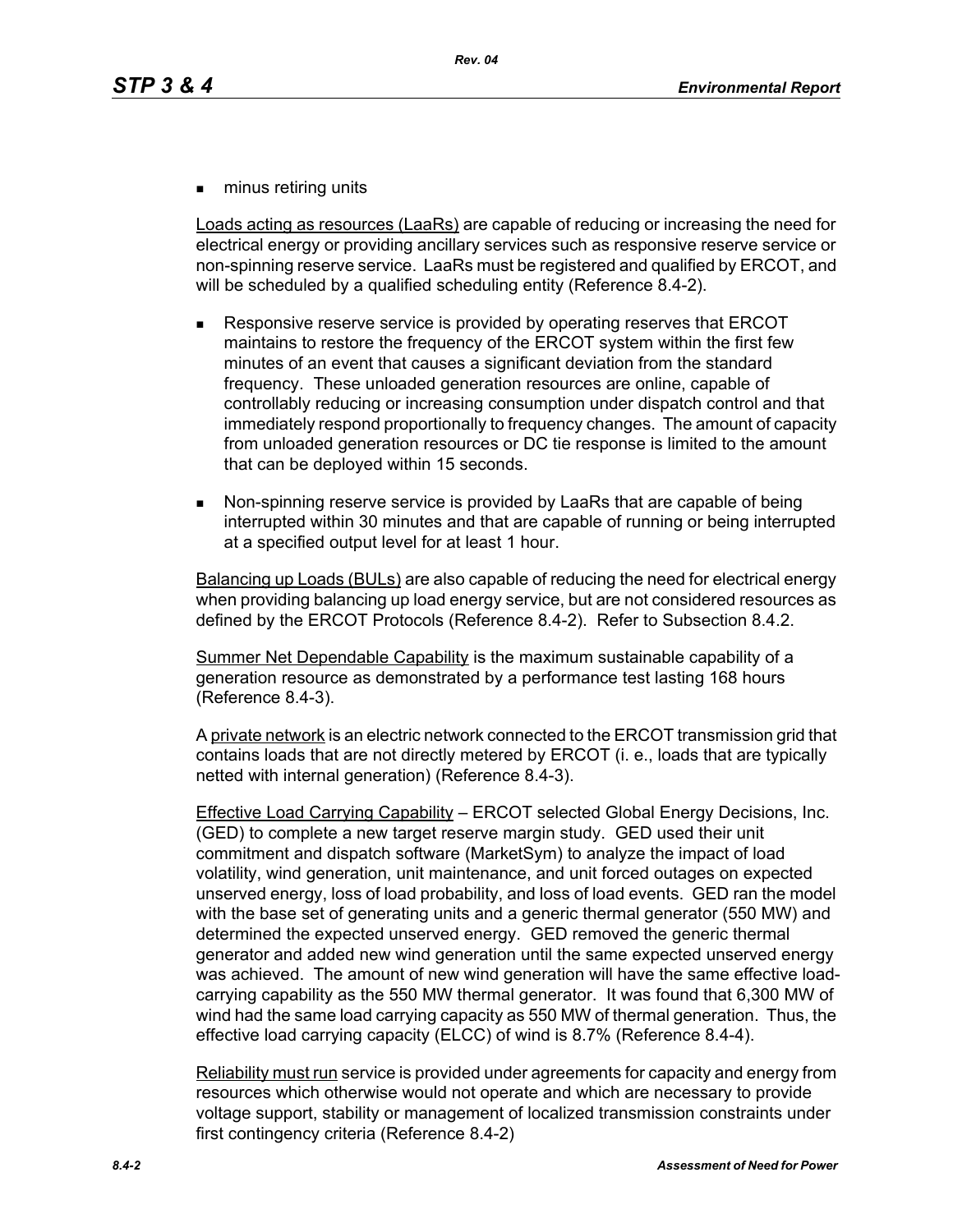- minus retiring units

Loads acting as resources (LaaRs) are capable of reducing or increasing the need for electrical energy or providing ancillary services such as responsive reserve service or non-spinning reserve service. LaaRs must be registered and qualified by ERCOT, and will be scheduled by a qualified scheduling entity (Reference 8.4-2).

- Responsive reserve service is provided by operating reserves that ERCOT maintains to restore the frequency of the ERCOT system within the first few minutes of an event that causes a significant deviation from the standard frequency. These unloaded generation resources are online, capable of controllably reducing or increasing consumption under dispatch control and that immediately respond proportionally to frequency changes. The amount of capacity from unloaded generation resources or DC tie response is limited to the amount that can be deployed within 15 seconds.
- Non-spinning reserve service is provided by LaaRs that are capable of being interrupted within 30 minutes and that are capable of running or being interrupted at a specified output level for at least 1 hour.

Balancing up Loads (BULs) are also capable of reducing the need for electrical energy when providing balancing up load energy service, but are not considered resources as defined by the ERCOT Protocols (Reference 8.4-2). Refer to Subsection 8.4.2.

Summer Net Dependable Capability is the maximum sustainable capability of a generation resource as demonstrated by a performance test lasting 168 hours (Reference 8.4-3).

A private network is an electric network connected to the ERCOT transmission grid that contains loads that are not directly metered by ERCOT (i. e., loads that are typically netted with internal generation) (Reference 8.4-3).

Effective Load Carrying Capability – ERCOT selected Global Energy Decisions, Inc. (GED) to complete a new target reserve margin study. GED used their unit commitment and dispatch software (MarketSym) to analyze the impact of load volatility, wind generation, unit maintenance, and unit forced outages on expected unserved energy, loss of load probability, and loss of load events. GED ran the model with the base set of generating units and a generic thermal generator (550 MW) and determined the expected unserved energy. GED removed the generic thermal generator and added new wind generation until the same expected unserved energy was achieved. The amount of new wind generation will have the same effective load-carrying capability as the 550 MW thermal generator. It was found that 6,300 MW of wind had the same load carrying capacity as 550 MW of thermal generation. Thus, the effective load carrying capacity (ELCC) of wind is 8.7% (Reference 8.4-4).

Reliability must run service is provided under agreements for capacity and energy from resources which otherwise would not operate and which are necessary to provide voltage support, stability or management of localized transmission constraints under first contingency criteria (Reference 8.4-2)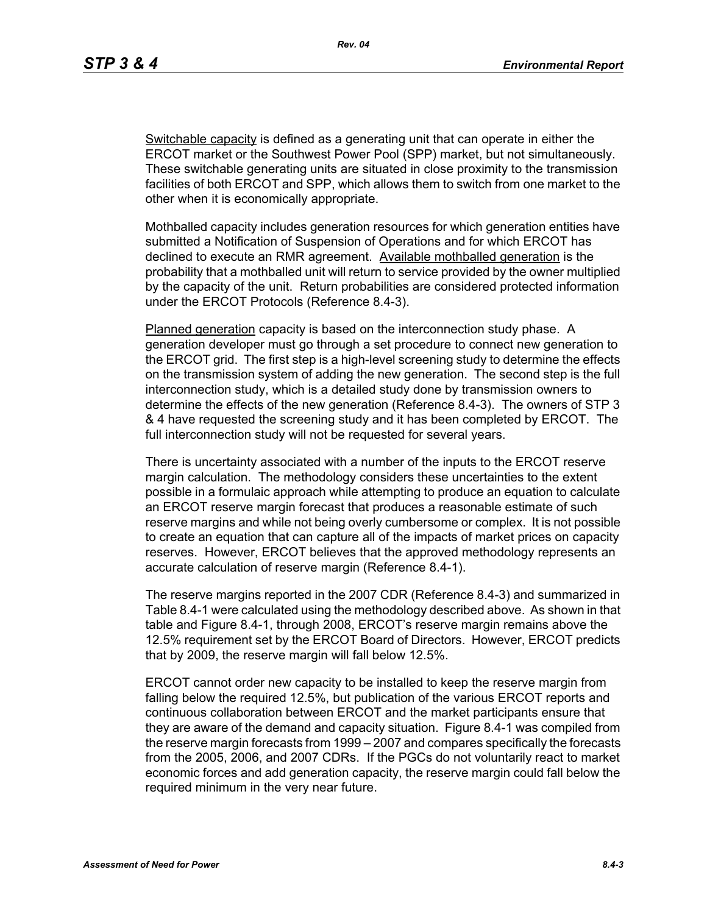<u>Switchable capacity</u> is defined as a generating unit that can operate in either the ERCOT market or the Southwest Power Pool (SPP) market, but not simultaneously. These switchable generating units are situated in close proximity to the transmission facilities of both ERCOT and SPP, which allows them to switch from one market to the other when it is economically appropriate.

Mothballed capacity includes generation resources for which generation entities have submitted a Notification of Suspension of Operations and for which ERCOT has declined to execute an RMR agreement. <u>Available mothballed generation</u> is the probability that a mothballed unit will return to service provided by the owner multiplied by the capacity of the unit. Return probabilities are considered protected information under the ERCOT Protocols (Reference 8.4-3).

<u>Planned generation</u> capacity is based on the interconnection study phase. A generation developer must go through a set procedure to connect new generation to the ERCOT grid. The first step is a high-level screening study to determine the effects on the transmission system of adding the new generation. The second step is the full interconnection study, which is a detailed study done by transmission owners to determine the effects of the new generation (Reference 8.4-3). The owners of STP 3 & 4 have requested the screening study and it has been completed by ERCOT. The full interconnection study will not be requested for several years.

There is uncertainty associated with a number of the inputs to the ERCOT reserve margin calculation. The methodology considers these uncertainties to the extent possible in a formulaic approach while attempting to produce an equation to calculate an ERCOT reserve margin forecast that produces a reasonable estimate of such reserve margins and while not being overly cumbersome or complex. It is not possible to create an equation that can capture all of the impacts of market prices on capacity reserves. However, ERCOT believes that the approved methodology represents an accurate calculation of reserve margin (Reference 8.4-1).

The reserve margins reported in the 2007 CDR (Reference 8.4-3) and summarized in Table 8.4-1 were calculated using the methodology described above. As shown in that table and Figure 8.4-1, through 2008, ERCOT's reserve margin remains above the 12.5% requirement set by the ERCOT Board of Directors. However, ERCOT predicts that by 2009, the reserve margin will fall below 12.5%.

ERCOT cannot order new capacity to be installed to keep the reserve margin from falling below the required 12.5%, but publication of the various ERCOT reports and continuous collaboration between ERCOT and the market participants ensure that they are aware of the demand and capacity situation. Figure 8.4-1 was compiled from the reserve margin forecasts from 1999 – 2007 and compares specifically the forecasts from the 2005, 2006, and 2007 CDRs. If the PGCs do not voluntarily react to market economic forces and add generation capacity, the reserve margin could fall below the required minimum in the very near future.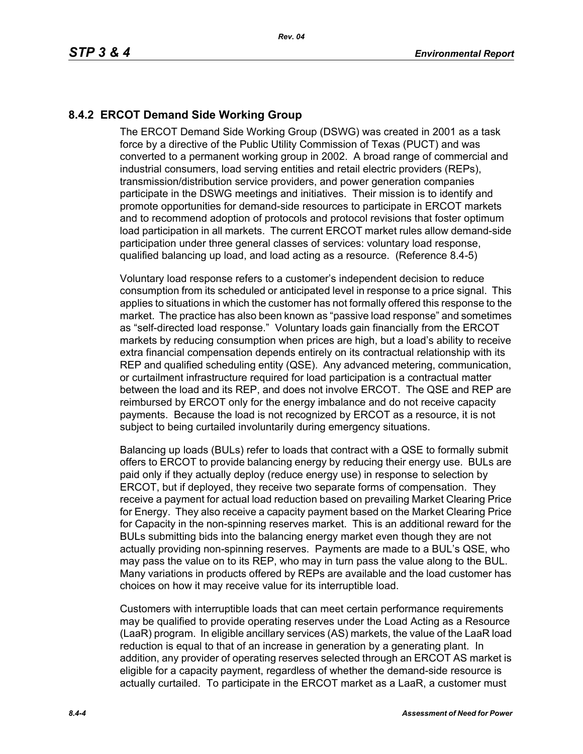## 8.4.2 ERCOT Demand Side Working Group

The ERCOT Demand Side Working Group (DSWG) was created in 2001 as a task force by a directive of the Public Utility Commission of Texas (PUCT) and was converted to a permanent working group in 2002. A broad range of commercial and industrial consumers, load serving entities and retail electric providers (REPs), transmission/distribution service providers, and power generation companies participate in the DSWG meetings and initiatives. Their mission is to identify and promote opportunities for demand-side resources to participate in ERCOT markets and to recommend adoption of protocols and protocol revisions that foster optimum load participation in all markets. The current ERCOT market rules allow demand-side participation under three general classes of services: voluntary load response, qualified balancing up load, and load acting as a resource. (Reference 8.4-5)

Voluntary load response refers to a customer's independent decision to reduce consumption from its scheduled or anticipated level in response to a price signal. This applies to situations in which the customer has not formally offered this response to the market. The practice has also been known as "passive load response" and sometimes as "self-directed load response." Voluntary loads gain financially from the ERCOT markets by reducing consumption when prices are high, but a load's ability to receive extra financial compensation depends entirely on its contractual relationship with its REP and qualified scheduling entity (QSE). Any advanced metering, communication, or curtailment infrastructure required for load participation is a contractual matter between the load and its REP, and does not involve ERCOT. The QSE and REP are reimbursed by ERCOT only for the energy imbalance and do not receive capacity payments. Because the load is not recognized by ERCOT as a resource, it is not subject to being curtailed involuntarily during emergency situations.

Balancing up loads (BULs) refer to loads that contract with a QSE to formally submit offers to ERCOT to provide balancing energy by reducing their energy use. BULs are paid only if they actually deploy (reduce energy use) in response to selection by ERCOT, but if deployed, they receive two separate forms of compensation. They receive a payment for actual load reduction based on prevailing Market Clearing Price for Energy. They also receive a capacity payment based on the Market Clearing Price for Capacity in the non-spinning reserves market. This is an additional reward for the BULs submitting bids into the balancing energy market even though they are not actually providing non-spinning reserves. Payments are made to a BUL's QSE, who may pass the value on to its REP, who may in turn pass the value along to the BUL. Many variations in products offered by REPs are available and the load customer has choices on how it may receive value for its interruptible load.

Customers with interruptible loads that can meet certain performance requirements may be qualified to provide operating reserves under the Load Acting as a Resource (LaaR) program. In eligible ancillary services (AS) markets, the value of the LaaR load reduction is equal to that of an increase in generation by a generating plant. In addition, any provider of operating reserves selected through an ERCOT AS market is eligible for a capacity payment, regardless of whether the demand-side resource is actually curtailed. To participate in the ERCOT market as a LaaR, a customer must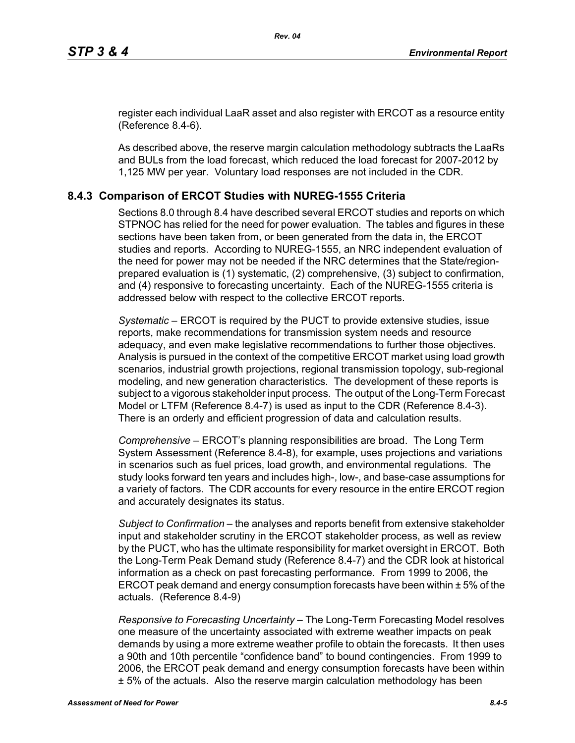register each individual LaaR asset and also register with ERCOT as a resource entity (Reference 8.4-6).

As described above, the reserve margin calculation methodology subtracts the LaaRs and BULs from the load forecast, which reduced the load forecast for 2007-2012 by 1,125 MW per year. Voluntary load responses are not included in the CDR.

## 8.4.3 Comparison of ERCOT Studies with NUREG-1555 Criteria

Sections 8.0 through 8.4 have described several ERCOT studies and reports on which STPNOC has relied for the need for power evaluation. The tables and figures in these sections have been taken from, or been generated from the data in, the ERCOT studies and reports. According to NUREG-1555, an NRC independent evaluation of the need for power may not be needed if the NRC determines that the State/region-prepared evaluation is (1) systematic, (2) comprehensive, (3) subject to confirmation, and (4) responsive to forecasting uncertainty. Each of the NUREG-1555 criteria is addressed below with respect to the collective ERCOT reports.

*Systematic* – ERCOT is required by the PUCT to provide extensive studies, issue reports, make recommendations for transmission system needs and resource adequacy, and even make legislative recommendations to further those objectives. Analysis is pursued in the context of the competitive ERCOT market using load growth scenarios, industrial growth projections, regional transmission topology, sub-regional modeling, and new generation characteristics. The development of these reports is subject to a vigorous stakeholder input process. The output of the Long-Term Forecast Model or LTFM (Reference 8.4-7) is used as input to the CDR (Reference 8.4-3). There is an orderly and efficient progression of data and calculation results.

*Comprehensive* – ERCOT's planning responsibilities are broad. The Long Term System Assessment (Reference 8.4-8), for example, uses projections and variations in scenarios such as fuel prices, load growth, and environmental regulations. The study looks forward ten years and includes high-, low-, and base-case assumptions for a variety of factors. The CDR accounts for every resource in the entire ERCOT region and accurately designates its status.

*Subject to Confirmation* – the analyses and reports benefit from extensive stakeholder input and stakeholder scrutiny in the ERCOT stakeholder process, as well as review by the PUCT, who has the ultimate responsibility for market oversight in ERCOT. Both the Long-Term Peak Demand study (Reference 8.4-7) and the CDR look at historical information as a check on past forecasting performance. From 1999 to 2006, the ERCOT peak demand and energy consumption forecasts have been within ± 5% of the actuals. (Reference 8.4-9)

*Responsive to Forecasting Uncertainty* – The Long-Term Forecasting Model resolves one measure of the uncertainty associated with extreme weather impacts on peak demands by using a more extreme weather profile to obtain the forecasts. It then uses a 90th and 10th percentile "confidence band" to bound contingencies. From 1999 to 2006, the ERCOT peak demand and energy consumption forecasts have been within ± 5% of the actuals. Also the reserve margin calculation methodology has been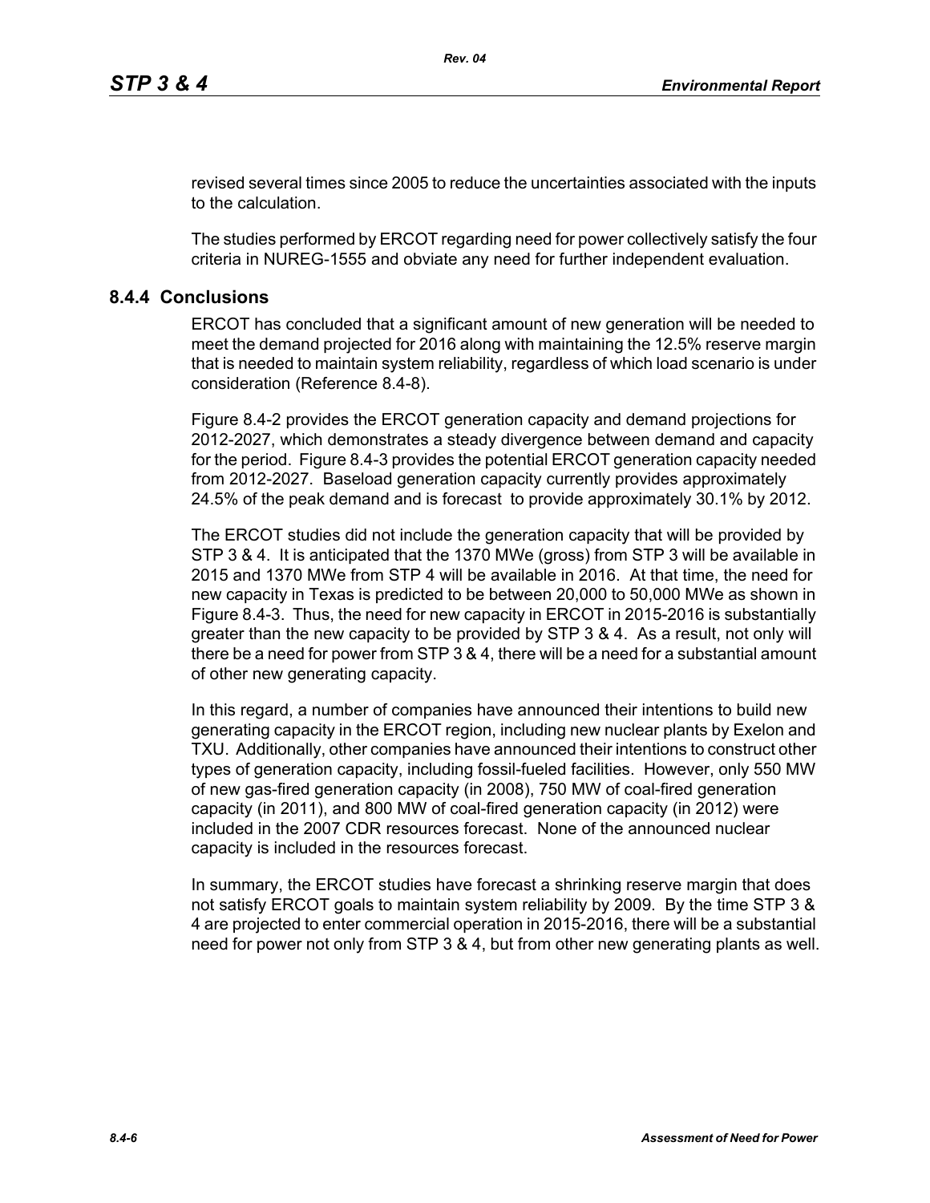revised several times since 2005 to reduce the uncertainties associated with the inputs to the calculation.

The studies performed by ERCOT regarding need for power collectively satisfy the four criteria in NUREG-1555 and obviate any need for further independent evaluation.

## 8.4.4 Conclusions

ERCOT has concluded that a significant amount of new generation will be needed to meet the demand projected for 2016 along with maintaining the 12.5% reserve margin that is needed to maintain system reliability, regardless of which load scenario is under consideration (Reference 8.4-8).

Figure 8.4-2 provides the ERCOT generation capacity and demand projections for 2012-2027, which demonstrates a steady divergence between demand and capacity for the period. Figure 8.4-3 provides the potential ERCOT generation capacity needed from 2012-2027. Baseload generation capacity currently provides approximately 24.5% of the peak demand and is forecast to provide approximately 30.1% by 2012.

The ERCOT studies did not include the generation capacity that will be provided by STP 3 & 4. It is anticipated that the 1370 MWe (gross) from STP 3 will be available in 2015 and 1370 MWe from STP 4 will be available in 2016. At that time, the need for new capacity in Texas is predicted to be between 20,000 to 50,000 MWe as shown in Figure 8.4-3. Thus, the need for new capacity in ERCOT in 2015-2016 is substantially greater than the new capacity to be provided by STP 3 & 4. As a result, not only will there be a need for power from STP 3 & 4, there will be a need for a substantial amount of other new generating capacity.

In this regard, a number of companies have announced their intentions to build new generating capacity in the ERCOT region, including new nuclear plants by Exelon and TXU. Additionally, other companies have announced their intentions to construct other types of generation capacity, including fossil-fueled facilities. However, only 550 MW of new gas-fired generation capacity (in 2008), 750 MW of coal-fired generation capacity (in 2011), and 800 MW of coal-fired generation capacity (in 2012) were included in the 2007 CDR resources forecast. None of the announced nuclear capacity is included in the resources forecast.

In summary, the ERCOT studies have forecast a shrinking reserve margin that does not satisfy ERCOT goals to maintain system reliability by 2009. By the time STP 3 & 4 are projected to enter commercial operation in 2015-2016, there will be a substantial need for power not only from STP 3 & 4, but from other new generating plants as well.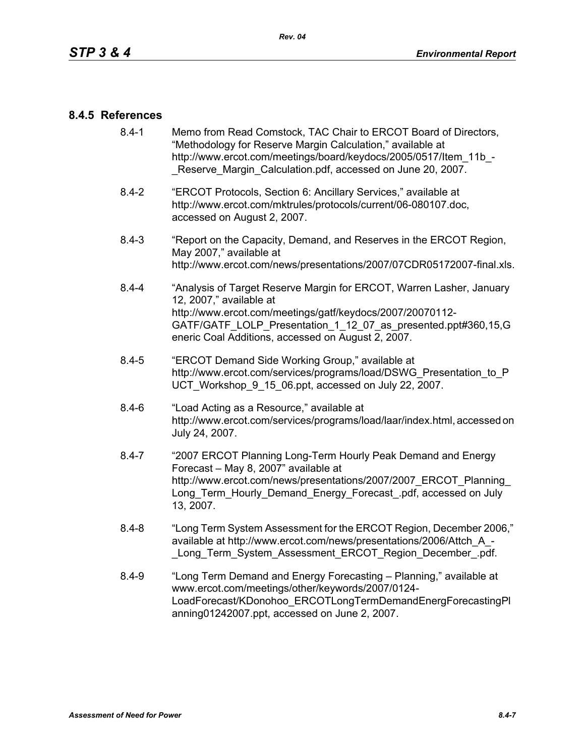### 8.4.5 References

8.4-1 Memo from Read Comstock, TAC Chair to ERCOT Board of Directors, "Methodology for Reserve Margin Calculation," available at http://www.ercot.com/meetings/board/keydocs/2005/0517/Item_11b_-_Reserve_Margin_Calculation.pdf, accessed on June 20, 2007.

8.4-2 "ERCOT Protocols, Section 6: Ancillary Services," available at http://www.ercot.com/mktrules/protocols/current/06-080107.doc, accessed on August 2, 2007.

8.4-3 "Report on the Capacity, Demand, and Reserves in the ERCOT Region, May 2007," available at http://www.ercot.com/news/presentations/2007/07CDR05172007-final.xls.

8.4-4 "Analysis of Target Reserve Margin for ERCOT, Warren Lasher, January 12, 2007," available at http://www.ercot.com/meetings/gatf/keydocs/2007/20070112-GATF/GATF_LOLP_Presentation_1_12_07_as_presented.ppt#360,15,Generic Coal Additions, accessed on August 2, 2007.

8.4-5 "ERCOT Demand Side Working Group," available at http://www.ercot.com/services/programs/load/DSWG_Presentation_to_PUCT_Workshop_9_15_06.ppt, accessed on July 22, 2007.

8.4-6 "Load Acting as a Resource," available at http://www.ercot.com/services/programs/load/laar/index.html, accessed on July 24, 2007.

8.4-7 "2007 ERCOT Planning Long-Term Hourly Peak Demand and Energy Forecast – May 8, 2007" available at http://www.ercot.com/news/presentations/2007/2007_ERCOT_Planning_Long_Term_Hourly_Demand_Energy_Forecast_.pdf, accessed on July 13, 2007.

8.4-8 "Long Term System Assessment for the ERCOT Region, December 2006," available at http://www.ercot.com/news/presentations/2006/Attch_A_-_Long_Term_System_Assessment_ERCOT_Region_December_.pdf.

8.4-9 "Long Term Demand and Energy Forecasting – Planning," available at www.ercot.com/meetings/other/keywords/2007/0124-LoadForecast/KDonohoo_ERCOTLongTermDemandEnergForecastingPlanning01242007.ppt, accessed on June 2, 2007.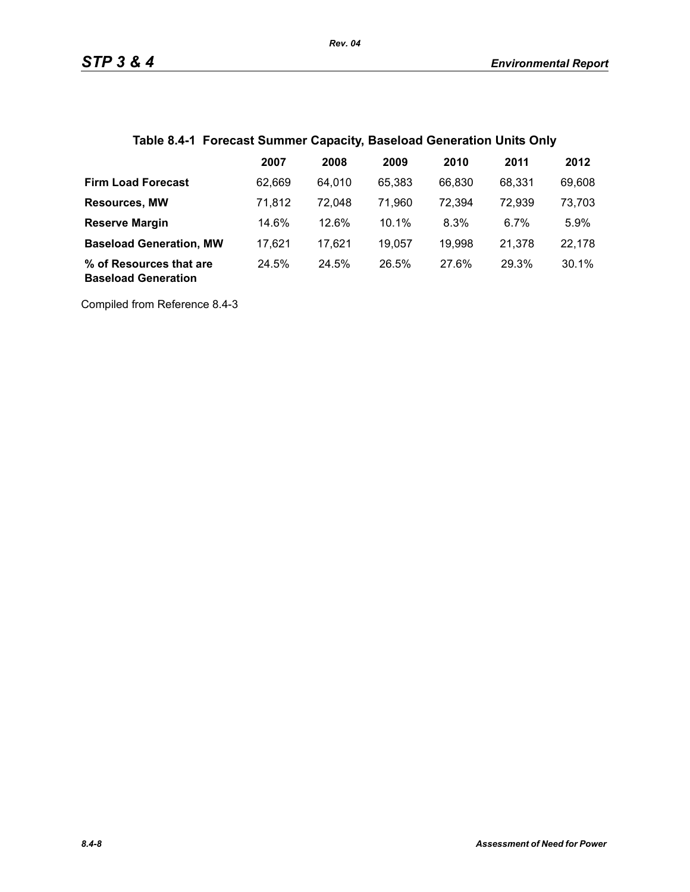## Table 8.4-1 Forecast Summer Capacity, Baseload Generation Units Only

| | 2007 | 2008 | 2009 | 2010 | 2011 | 2012 |
|---|---|---|---|---|---|---|
| **Firm Load Forecast** | 62,669 | 64,010 | 65,383 | 66,830 | 68,331 | 69,608 |
| **Resources, MW** | 71,812 | 72,048 | 71,960 | 72,394 | 72,939 | 73,703 |
| **Reserve Margin** | 14.6% | 12.6% | 10.1% | 8.3% | 6.7% | 5.9% |
| **Baseload Generation, MW** | 17,621 | 17,621 | 19,057 | 19,998 | 21,378 | 22,178 |
| **% of Resources that are Baseload Generation** | 24.5% | 24.5% | 26.5% | 27.6% | 29.3% | 30.1% |

Compiled from Reference 8.4-3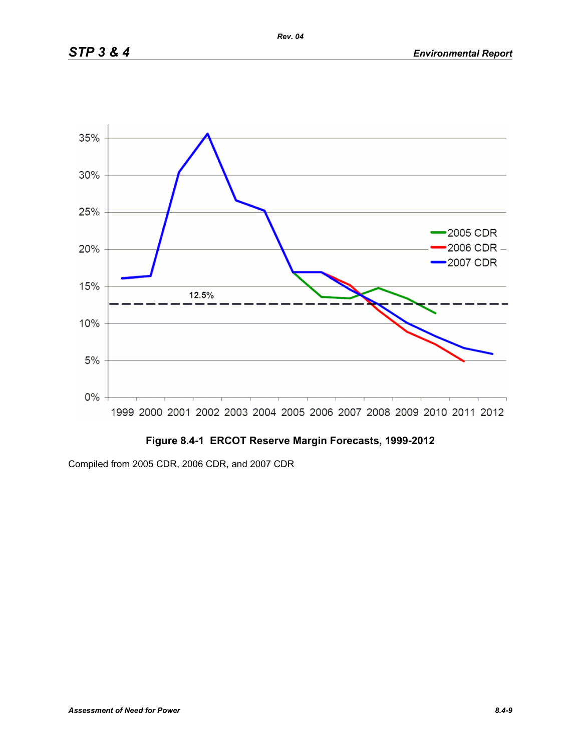**Figure 8.4-1 ERCOT Reserve Margin Forecasts, 1999-2012**

Compiled from 2005 CDR, 2006 CDR, and 2007 CDR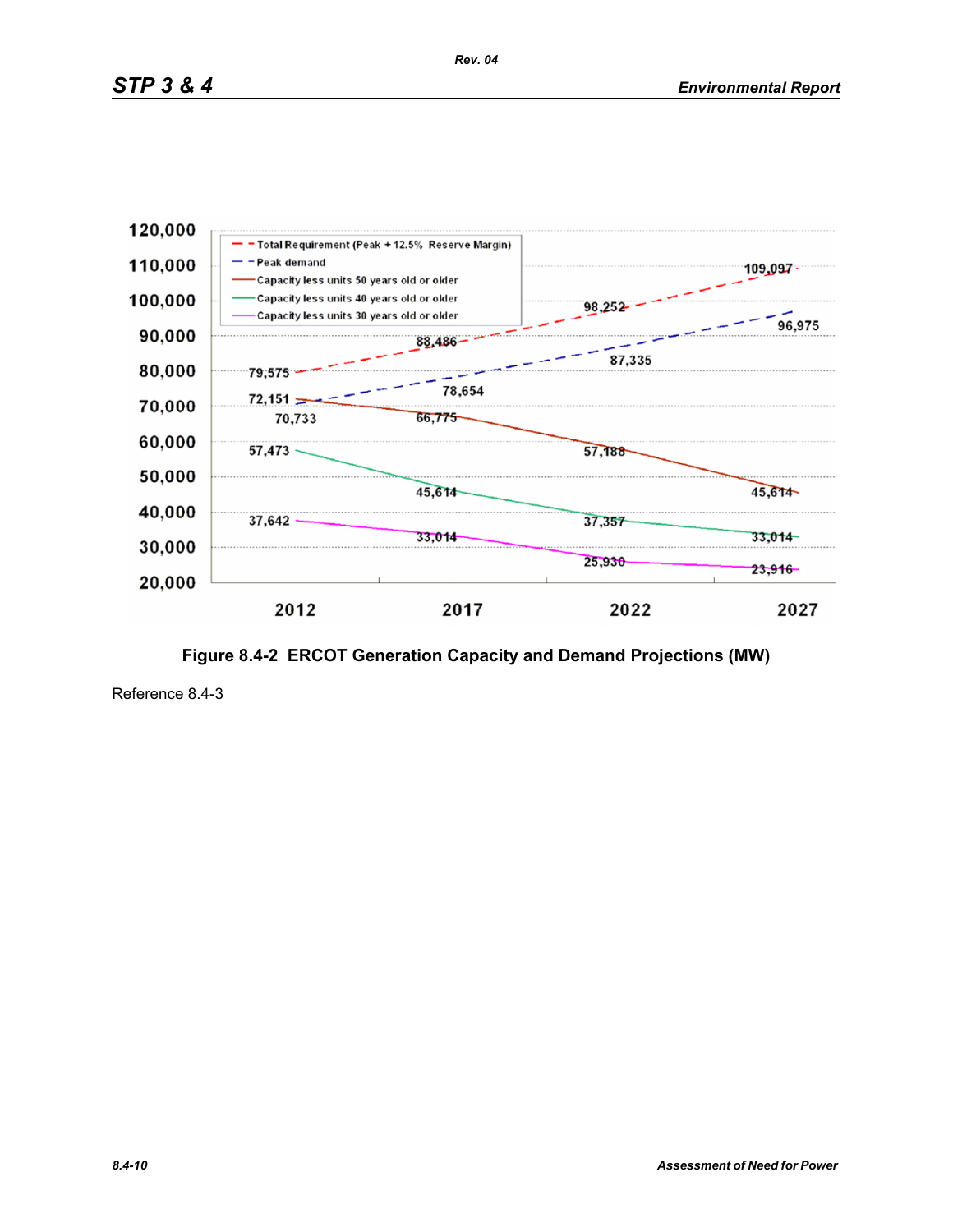**Figure 8.4-2 ERCOT Generation Capacity and Demand Projections (MW)**

Reference 8.4-3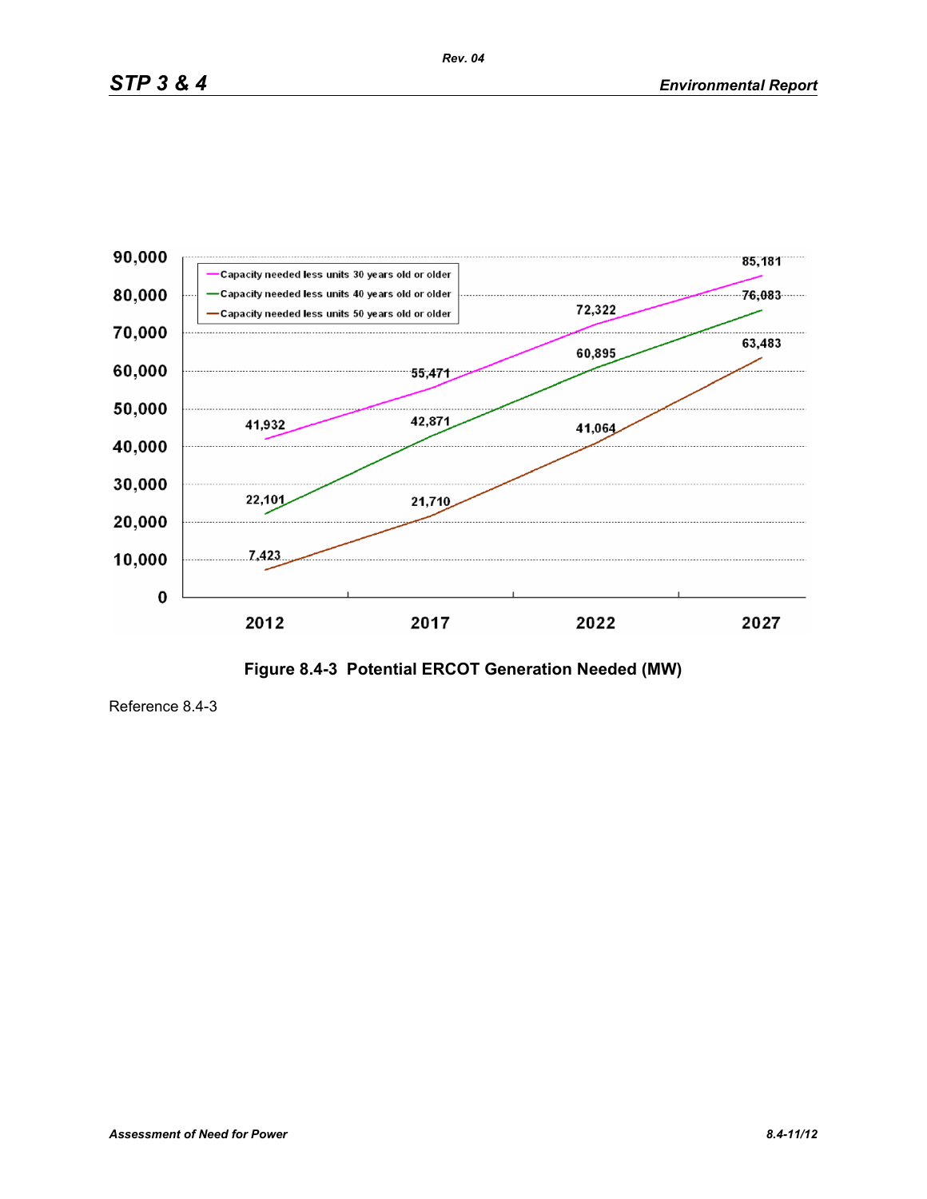90,000
80,000
70,000
60,000
50,000
40,000
30,000
20,000
10,000
0

Capacity needed less units 30 years old or older
Capacity needed less units 40 years old or older
Capacity needed less units 50 years old or older

41,932
55,471
72,322
85,181
22,101
42,871
60,895
76,083
7,423
21,710
41,064
63,483

2012
2017
2022
2027

**Figure 8.4-3 Potential ERCOT Generation Needed (MW)**

Reference 8.4-3